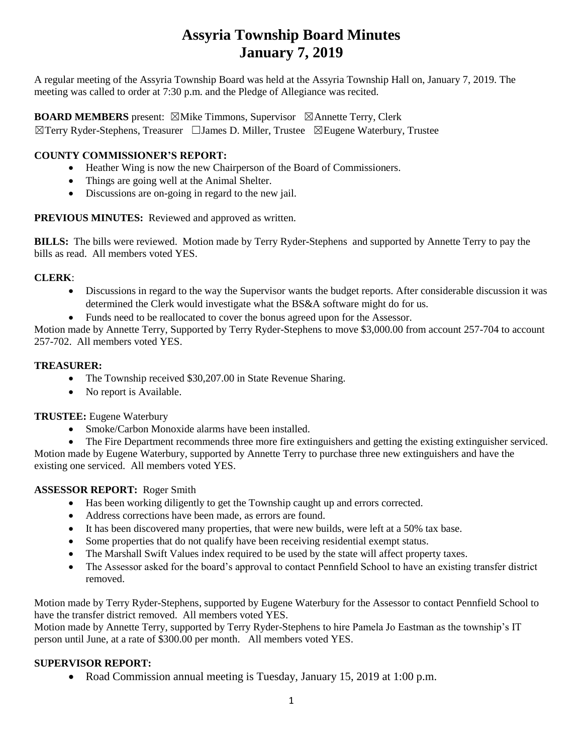# Assyria Township Board Minutes
# January 7, 2019

A regular meeting of the Assyria Township Board was held at the Assyria Township Hall on, January 7, 2019. The meeting was called to order at 7:30 p.m. and the Pledge of Allegiance was recited.

**BOARD MEMBERS** present: ☒Mike Timmons, Supervisor ☒Annette Terry, Clerk ☒Terry Ryder-Stephens, Treasurer ☐James D. Miller, Trustee ☒Eugene Waterbury, Trustee

**COUNTY COMMISSIONER'S REPORT:**

- Heather Wing is now the new Chairperson of the Board of Commissioners.
- Things are going well at the Animal Shelter.
- Discussions are on-going in regard to the new jail.

**PREVIOUS MINUTES:** Reviewed and approved as written.

**BILLS:** The bills were reviewed. Motion made by Terry Ryder-Stephens and supported by Annette Terry to pay the bills as read. All members voted YES.

**CLERK**:

- Discussions in regard to the way the Supervisor wants the budget reports. After considerable discussion it was determined the Clerk would investigate what the BS&A software might do for us.
- Funds need to be reallocated to cover the bonus agreed upon for the Assessor.

Motion made by Annette Terry, Supported by Terry Ryder-Stephens to move $3,000.00 from account 257-704 to account 257-702. All members voted YES.

**TREASURER:**

- The Township received $30,207.00 in State Revenue Sharing.
- No report is Available.

**TRUSTEE:** Eugene Waterbury

- Smoke/Carbon Monoxide alarms have been installed.
- The Fire Department recommends three more fire extinguishers and getting the existing extinguisher serviced.

Motion made by Eugene Waterbury, supported by Annette Terry to purchase three new extinguishers and have the existing one serviced. All members voted YES.

**ASSESSOR REPORT:** Roger Smith

- Has been working diligently to get the Township caught up and errors corrected.
- Address corrections have been made, as errors are found.
- It has been discovered many properties, that were new builds, were left at a 50% tax base.
- Some properties that do not qualify have been receiving residential exempt status.
- The Marshall Swift Values index required to be used by the state will affect property taxes.
- The Assessor asked for the board's approval to contact Pennfield School to have an existing transfer district removed.

Motion made by Terry Ryder-Stephens, supported by Eugene Waterbury for the Assessor to contact Pennfield School to have the transfer district removed. All members voted YES.

Motion made by Annette Terry, supported by Terry Ryder-Stephens to hire Pamela Jo Eastman as the township's IT person until June, at a rate of $300.00 per month. All members voted YES.

**SUPERVISOR REPORT:**

- Road Commission annual meeting is Tuesday, January 15, 2019 at 1:00 p.m.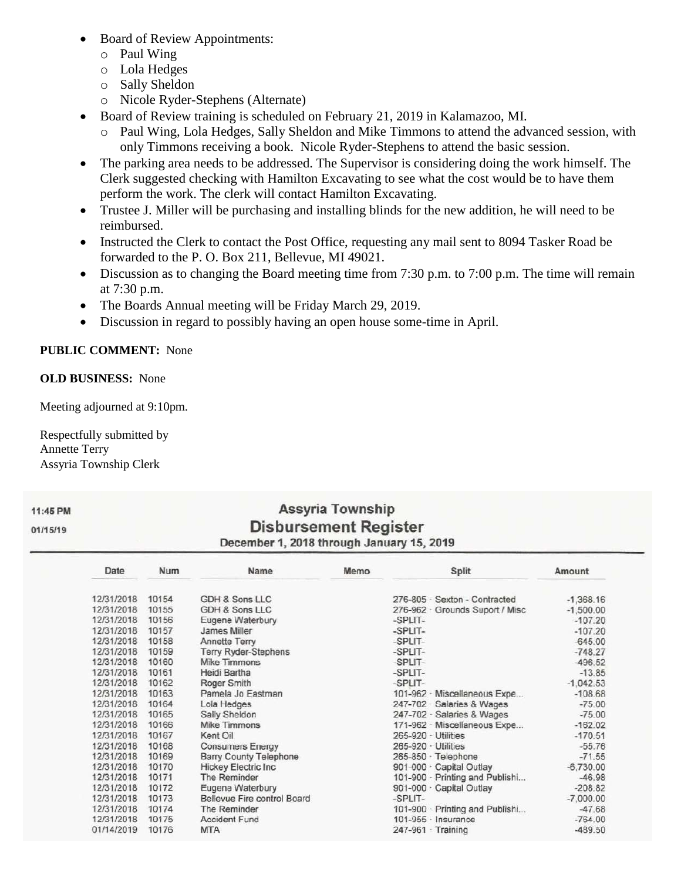- Board of Review Appointments:
  - Paul Wing
  - Lola Hedges
  - Sally Sheldon
  - Nicole Ryder-Stephens (Alternate)
- Board of Review training is scheduled on February 21, 2019 in Kalamazoo, MI.
  - Paul Wing, Lola Hedges, Sally Sheldon and Mike Timmons to attend the advanced session, with only Timmons receiving a book. Nicole Ryder-Stephens to attend the basic session.
- The parking area needs to be addressed. The Supervisor is considering doing the work himself. The Clerk suggested checking with Hamilton Excavating to see what the cost would be to have them perform the work. The clerk will contact Hamilton Excavating.
- Trustee J. Miller will be purchasing and installing blinds for the new addition, he will need to be reimbursed.
- Instructed the Clerk to contact the Post Office, requesting any mail sent to 8094 Tasker Road be forwarded to the P. O. Box 211, Bellevue, MI 49021.
- Discussion as to changing the Board meeting time from 7:30 p.m. to 7:00 p.m. The time will remain at 7:30 p.m.
- The Boards Annual meeting will be Friday March 29, 2019.
- Discussion in regard to possibly having an open house some-time in April.

**PUBLIC COMMENT:** None

**OLD BUSINESS:** None

Meeting adjourned at 9:10pm.

Respectfully submitted by
Annette Terry
Assyria Township Clerk

11:45 PM
01/15/19

## Assyria Township
## Disbursement Register
### December 1, 2018 through January 15, 2019

| Date | Num | Name | Memo | Split | Amount |
|---|---|---|---|---|---|
| 12/31/2018 | 10154 | GDH & Sons LLC | | 276-805 · Sexton - Contracted | -1,368.16 |
| 12/31/2018 | 10155 | GDH & Sons LLC | | 276-962 · Grounds Suport / Misc | -1,500.00 |
| 12/31/2018 | 10156 | Eugene Waterbury | | -SPLIT- | -107.20 |
| 12/31/2018 | 10157 | James Miller | | -SPLIT- | -107.20 |
| 12/31/2018 | 10158 | Annette Terry | | -SPLIT- | -645.00 |
| 12/31/2018 | 10159 | Terry Ryder-Stephens | | -SPLIT- | -748.27 |
| 12/31/2018 | 10160 | Mike Timmons | | -SPLIT- | -496.52 |
| 12/31/2018 | 10161 | Heidi Bartha | | -SPLIT- | -13.85 |
| 12/31/2018 | 10162 | Roger Smith | | -SPLIT- | -1,042.53 |
| 12/31/2018 | 10163 | Pamela Jo Eastman | | 101-962 · Miscellaneous Expe... | -108.68 |
| 12/31/2018 | 10164 | Lola Hedges | | 247-702 · Salaries & Wages | -75.00 |
| 12/31/2018 | 10165 | Sally Sheldon | | 247-702 · Salaries & Wages | -75.00 |
| 12/31/2018 | 10166 | Mike Timmons | | 171-962 · Miscellaneous Expe... | -162.02 |
| 12/31/2018 | 10167 | Kent Oil | | 265-920 · Utilities | -170.51 |
| 12/31/2018 | 10168 | Consumers Energy | | 265-920 · Utilities | -55.76 |
| 12/31/2018 | 10169 | Barry County Telephone | | 265-850 · Telephone | -71.55 |
| 12/31/2018 | 10170 | Hickey Electric Inc | | 901-000 · Capital Outlay | -6,730.00 |
| 12/31/2018 | 10171 | The Reminder | | 101-900 · Printing and Publishi... | -46.98 |
| 12/31/2018 | 10172 | Eugene Waterbury | | 901-000 · Capital Outlay | -208.82 |
| 12/31/2018 | 10173 | Bellevue Fire control Board | | -SPLIT- | -7,000.00 |
| 12/31/2018 | 10174 | The Reminder | | 101-900 · Printing and Publishi... | -47.68 |
| 12/31/2018 | 10175 | Accident Fund | | 101-955 · Insurance | -764.00 |
| 01/14/2019 | 10176 | MTA | | 247-961 · Training | -489.50 |